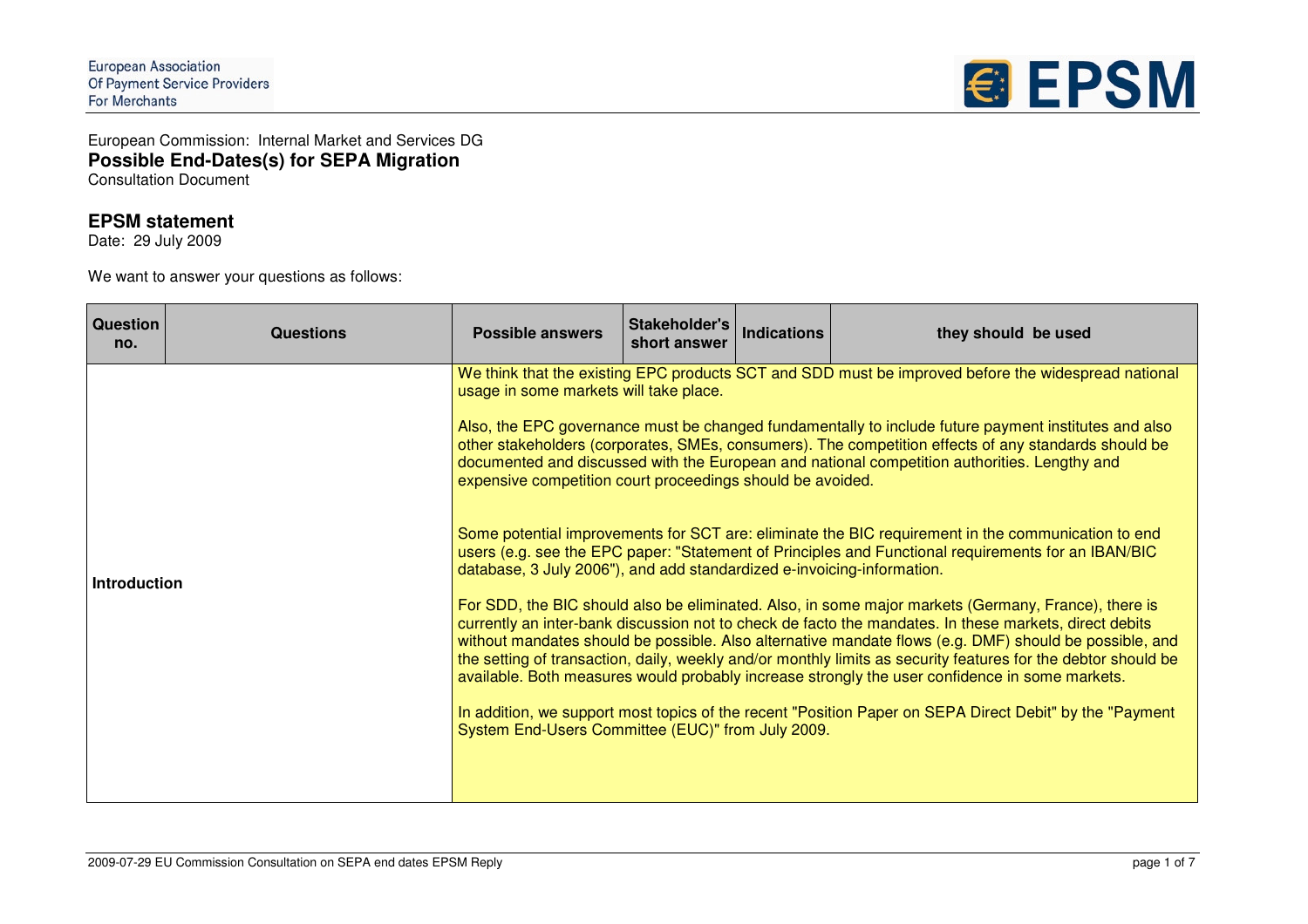European Association
Of Payment Service Providers
For Merchants

EPSM

European Commission: Internal Market and Services DG

**Possible End-Dates(s) for SEPA Migration**

Consultation Document

## EPSM statement

Date: 29 July 2009

We want to answer your questions as follows:

| Question no. | Questions | Possible answers | Stakeholder's short answer | Indications | they should be used |
|---|---|---|---|---|---|
| **Introduction** | | We think that the existing EPC products SCT and SDD must be improved before the widespread national usage in some markets will take place.<br><br>Also, the EPC governance must be changed fundamentally to include future payment institutes and also other stakeholders (corporates, SMEs, consumers). The competition effects of any standards should be documented and discussed with the European and national competition authorities. Lengthy and expensive competition court proceedings should be avoided.<br><br>Some potential improvements for SCT are: eliminate the BIC requirement in the communication to end users (e.g. see the EPC paper: "Statement of Principles and Functional requirements for an IBAN/BIC database, 3 July 2006"), and add standardized e-invoicing-information.<br><br>For SDD, the BIC should also be eliminated. Also, in some major markets (Germany, France), there is currently an inter-bank discussion not to check de facto the mandates. In these markets, direct debits without mandates should be possible. Also alternative mandate flows (e.g. DMF) should be possible, and the setting of transaction, daily, weekly and/or monthly limits as security features for the debtor should be available. Both measures would probably increase strongly the user confidence in some markets.<br><br>In addition, we support most topics of the recent "Position Paper on SEPA Direct Debit" by the "Payment System End-Users Committee (EUC)" from July 2009. | | | |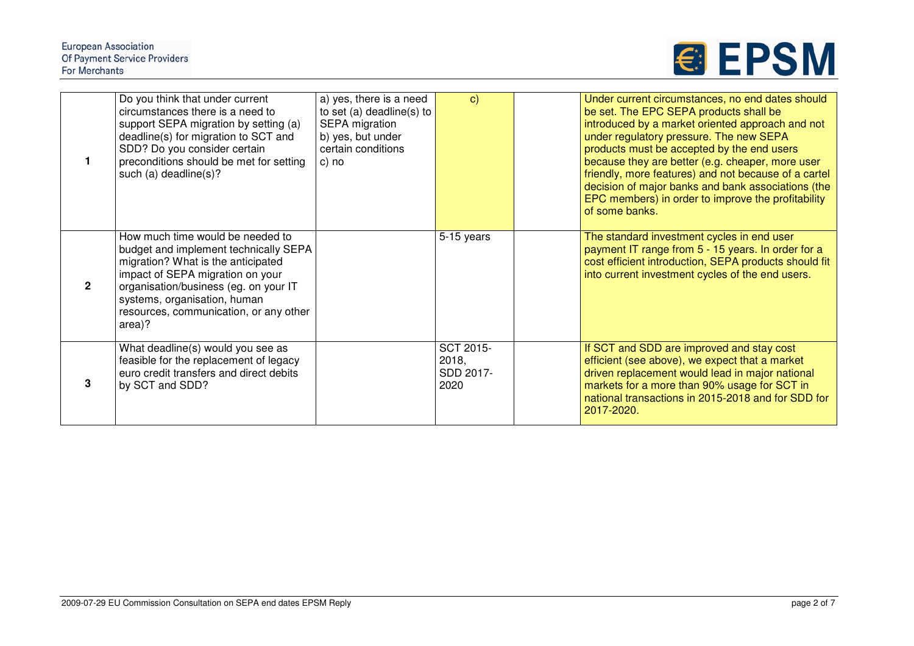| | | | | | |
|---|---|---|---|---|---|
| 1 | Do you think that under current circumstances there is a need to support SEPA migration by setting (a) deadline(s) for migration to SCT and SDD? Do you consider certain preconditions should be met for setting such (a) deadline(s)? | a) yes, there is a need to set (a) deadline(s) to SEPA migration<br>b) yes, but under certain conditions<br>c) no | c) | | Under current circumstances, no end dates should be set. The EPC SEPA products shall be introduced by a market oriented approach and not under regulatory pressure. The new SEPA products must be accepted by the end users because they are better (e.g. cheaper, more user friendly, more features) and not because of a cartel decision of major banks and bank associations (the EPC members) in order to improve the profitability of some banks. |
| 2 | How much time would be needed to budget and implement technically SEPA migration? What is the anticipated impact of SEPA migration on your organisation/business (eg. on your IT systems, organisation, human resources, communication, or any other area)? | | 5-15 years | | The standard investment cycles in end user payment IT range from 5 - 15 years. In order for a cost efficient introduction, SEPA products should fit into current investment cycles of the end users. |
| 3 | What deadline(s) would you see as feasible for the replacement of legacy euro credit transfers and direct debits by SCT and SDD? | | SCT 2015-2018,<br>SDD 2017-2020 | | If SCT and SDD are improved and stay cost efficient (see above), we expect that a market driven replacement would lead in major national markets for a more than 90% usage for SCT in national transactions in 2015-2018 and for SDD for 2017-2020. |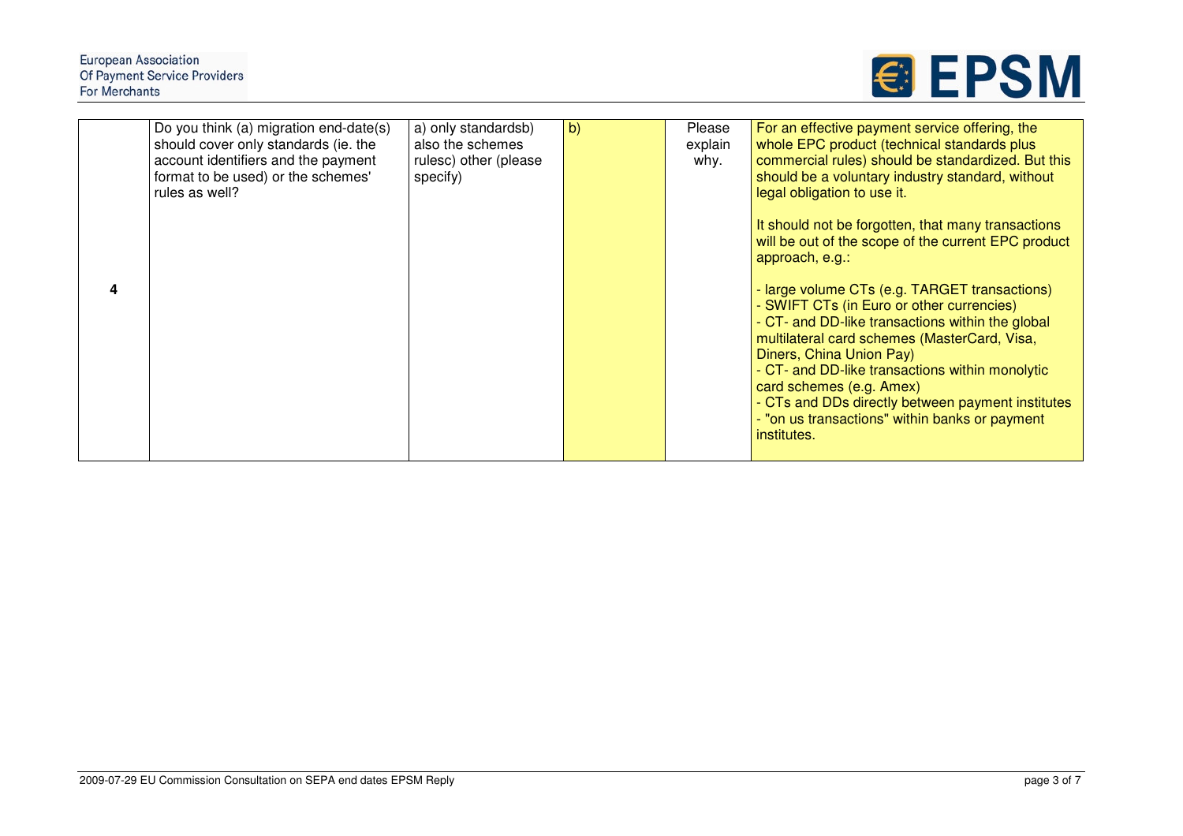| | | | | | |
|---|---|---|---|---|---|
| 4 | Do you think (a) migration end-date(s) should cover only standards (ie. the account identifiers and the payment format to be used) or the schemes' rules as well? | a) only standardsb) also the schemes rulesc) other (please specify) | b) | Please explain why. | For an effective payment service offering, the whole EPC product (technical standards plus commercial rules) should be standardized. But this should be a voluntary industry standard, without legal obligation to use it.<br><br>It should not be forgotten, that many transactions will be out of the scope of the current EPC product approach, e.g.:<br><br>- large volume CTs (e.g. TARGET transactions)<br>- SWIFT CTs (in Euro or other currencies)<br>- CT- and DD-like transactions within the global multilateral card schemes (MasterCard, Visa, Diners, China Union Pay)<br>- CT- and DD-like transactions within monolytic card schemes (e.g. Amex)<br>- CTs and DDs directly between payment institutes<br>- "on us transactions" within banks or payment institutes. |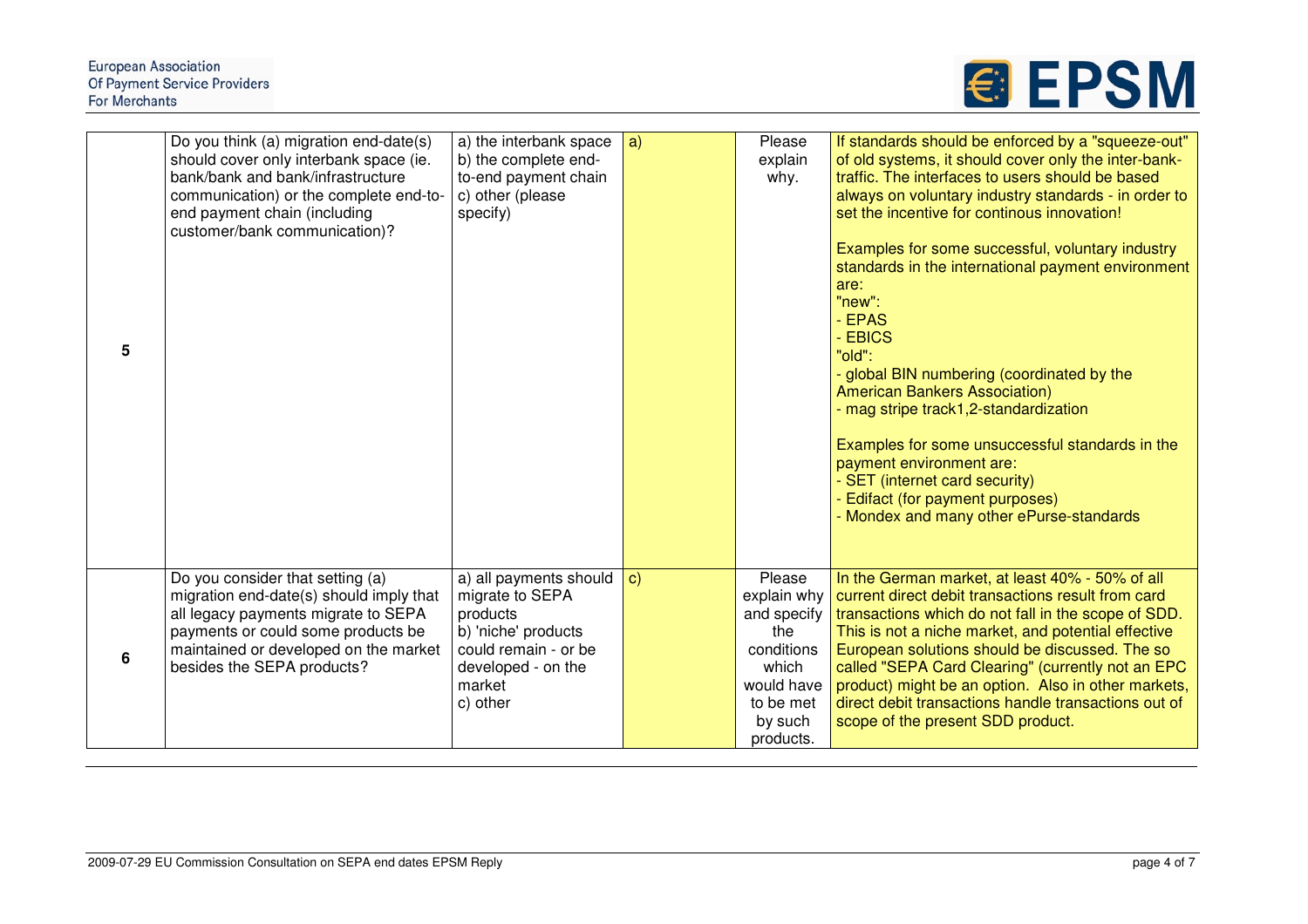| | | | | | |
|---|---|---|---|---|---|
| 5 | Do you think (a) migration end-date(s) should cover only interbank space (ie. bank/bank and bank/infrastructure communication) or the complete end-to-end payment chain (including customer/bank communication)? | a) the interbank space<br>b) the complete end-to-end payment chain<br>c) other (please specify) | a) | Please explain why. | If standards should be enforced by a "squeeze-out" of old systems, it should cover only the inter-bank-traffic. The interfaces to users should be based always on voluntary industry standards - in order to set the incentive for continous innovation!<br><br>Examples for some successful, voluntary industry standards in the international payment environment are:<br>"new":<br>- EPAS<br>- EBICS<br>"old":<br>- global BIN numbering (coordinated by the American Bankers Association)<br>- mag stripe track1,2-standardization<br><br>Examples for some unsuccessful standards in the payment environment are:<br>- SET (internet card security)<br>- Edifact (for payment purposes)<br>- Mondex and many other ePurse-standards |
| 6 | Do you consider that setting (a) migration end-date(s) should imply that all legacy payments migrate to SEPA payments or could some products be maintained or developed on the market besides the SEPA products? | a) all payments should migrate to SEPA products<br>b) 'niche' products could remain - or be developed - on the market<br>c) other | c) | Please explain why and specify the conditions which would have to be met by such products. | In the German market, at least 40% - 50% of all current direct debit transactions result from card transactions which do not fall in the scope of SDD. This is not a niche market, and potential effective European solutions should be discussed. The so called "SEPA Card Clearing" (currently not an EPC product) might be an option. Also in other markets, direct debit transactions handle transactions out of scope of the present SDD product. |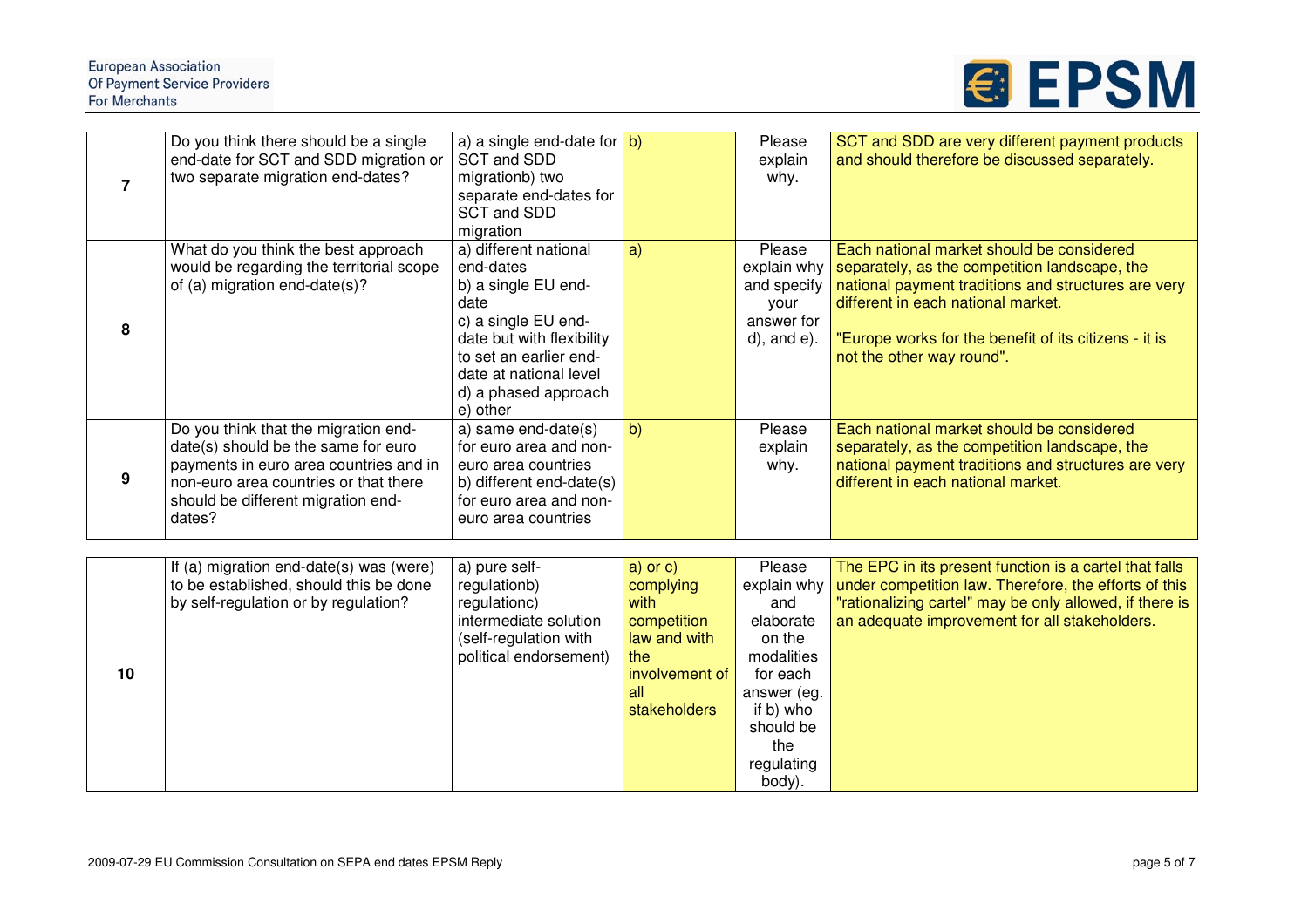| | | | | | |
|---|---|---|---|---|---|
| 7 | Do you think there should be a single end-date for SCT and SDD migration or two separate migration end-dates? | a) a single end-date for SCT and SDD migrationb) two separate end-dates for SCT and SDD migration | b) | Please explain why. | SCT and SDD are very different payment products and should therefore be discussed separately. |
| 8 | What do you think the best approach would be regarding the territorial scope of (a) migration end-date(s)? | a) different national end-dates<br>b) a single EU end-date<br>c) a single EU end-date but with flexibility to set an earlier end-date at national level<br>d) a phased approach<br>e) other | a) | Please explain why and specify your answer for d), and e). | Each national market should be considered separately, as the competition landscape, the national payment traditions and structures are very different in each national market.<br><br>"Europe works for the benefit of its citizens - it is not the other way round". |
| 9 | Do you think that the migration end-date(s) should be the same for euro payments in euro area countries and in non-euro area countries or that there should be different migration end-dates? | a) same end-date(s) for euro area and non-euro area countries<br>b) different end-date(s) for euro area and non-euro area countries | b) | Please explain why. | Each national market should be considered separately, as the competition landscape, the national payment traditions and structures are very different in each national market. |
| 10 | If (a) migration end-date(s) was (were) to be established, should this be done by self-regulation or by regulation? | a) pure self-regulationb) regulationc) intermediate solution (self-regulation with political endorsement) | a) or c) complying with competition law and with the involvement of all stakeholders | Please explain why and elaborate on the modalities for each answer (eg. if b) who should be the regulating body). | The EPC in its present function is a cartel that falls under competition law. Therefore, the efforts of this "rationalizing cartel" may be only allowed, if there is an adequate improvement for all stakeholders. |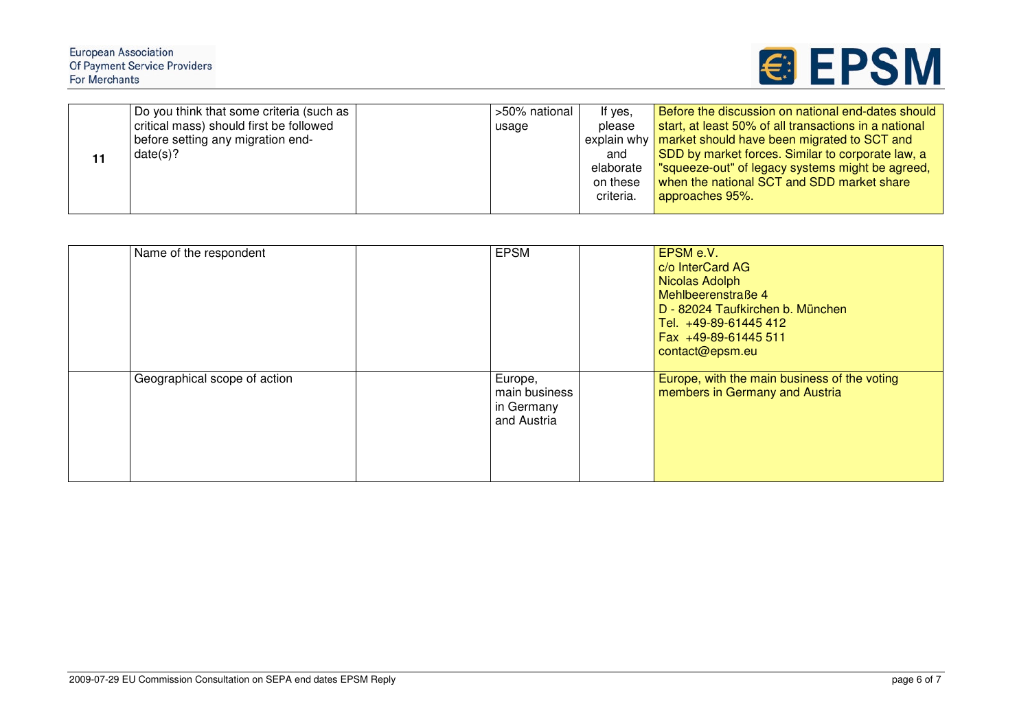| | | | | | |
|---|---|---|---|---|---|
| **11** | Do you think that some criteria (such as critical mass) should first be followed before setting any migration end-date(s)? | | >50% national usage | If yes, please explain why and elaborate on these criteria. | Before the discussion on national end-dates should start, at least 50% of all transactions in a national market should have been migrated to SCT and SDD by market forces. Similar to corporate law, a "squeeze-out" of legacy systems might be agreed, when the national SCT and SDD market share approaches 95%. |

| | | | | | |
|---|---|---|---|---|---|
| | Name of the respondent | | EPSM | | EPSM e.V.<br>c/o InterCard AG<br>Nicolas Adolph<br>Mehlbeerenstraße 4<br>D - 82024 Taufkirchen b. München<br>Tel. +49-89-61445 412<br>Fax +49-89-61445 511<br>contact@epsm.eu |
| | Geographical scope of action | | Europe, main business in Germany and Austria | | Europe, with the main business of the voting members in Germany and Austria |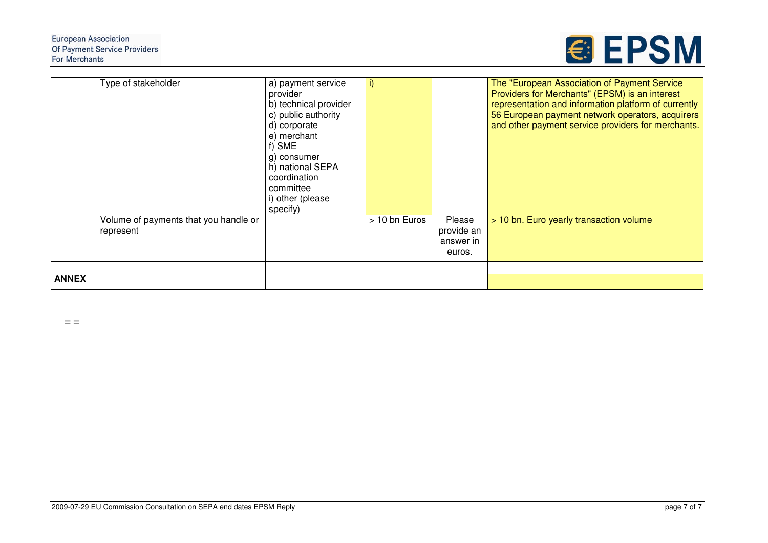| | | | | | |
|---|---|---|---|---|---|
| | Type of stakeholder | a) payment service provider<br>b) technical provider<br>c) public authority<br>d) corporate<br>e) merchant<br>f) SME<br>g) consumer<br>h) national SEPA coordination committee<br>i) other (please specify) | i) | | The "European Association of Payment Service Providers for Merchants" (EPSM) is an interest representation and information platform of currently 56 European payment network operators, acquirers and other payment service providers for merchants. |
| | Volume of payments that you handle or represent | | > 10 bn Euros | Please provide an answer in euros. | > 10 bn. Euro yearly transaction volume |
| | | | | | |
| **ANNEX** | | | | | |

= =